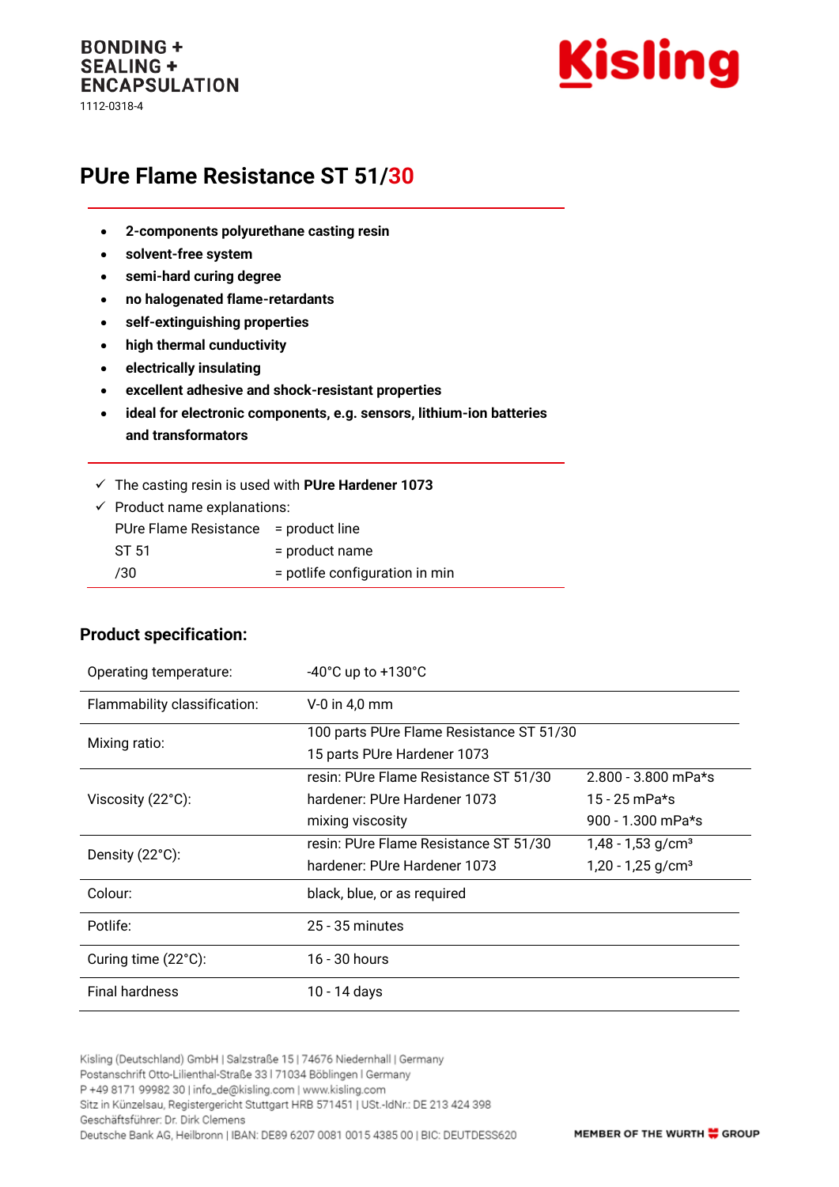BONDING +
SEALING +
ENCAPSULATION
1112-0318-4

Kisling

# PUre Flame Resistance ST 51/30

- **2-components polyurethane casting resin**
- **solvent-free system**
- **semi-hard curing degree**
- **no halogenated flame-retardants**
- **self-extinguishing properties**
- **high thermal cunductivity**
- **electrically insulating**
- **excellent adhesive and shock-resistant properties**
- **ideal for electronic components, e.g. sensors, lithium-ion batteries and transformators**

✓ The casting resin is used with **PUre Hardener 1073**

✓ Product name explanations:

| | |
|---|---|
| PUre Flame Resistance | = product line |
| ST 51 | = product name |
| /30 | = potlife configuration in min |

## Product specification:

| | | |
|---|---|---|
| Operating temperature: | -40°C up to +130°C | |
| Flammability classification: | V-0 in 4,0 mm | |
| Mixing ratio: | 100 parts PUre Flame Resistance ST 51/30<br>15 parts PUre Hardener 1073 | |
| Viscosity (22°C): | resin: PUre Flame Resistance ST 51/30<br>hardener: PUre Hardener 1073<br>mixing viscosity | 2.800 - 3.800 mPa*s<br>15 - 25 mPa*s<br>900 - 1.300 mPa*s |
| Density (22°C): | resin: PUre Flame Resistance ST 51/30<br>hardener: PUre Hardener 1073 | 1,48 - 1,53 g/cm³<br>1,20 - 1,25 g/cm³ |
| Colour: | black, blue, or as required | |
| Potlife: | 25 - 35 minutes | |
| Curing time (22°C): | 16 - 30 hours | |
| Final hardness | 10 - 14 days | |

Kisling (Deutschland) GmbH | Salzstraße 15 | 74676 Niedernhall | Germany
Postanschrift Otto-Lilienthal-Straße 33 | 71034 Böblingen | Germany
P +49 8171 99982 30 | info_de@kisling.com | www.kisling.com
Sitz in Künzelsau, Registergericht Stuttgart HRB 571451 | USt.-IdNr.: DE 213 424 398
Geschäftsführer: Dr. Dirk Clemens
Deutsche Bank AG, Heilbronn | IBAN: DE89 6207 0081 0015 4385 00 | BIC: DEUTDESS620

MEMBER OF THE WURTH GROUP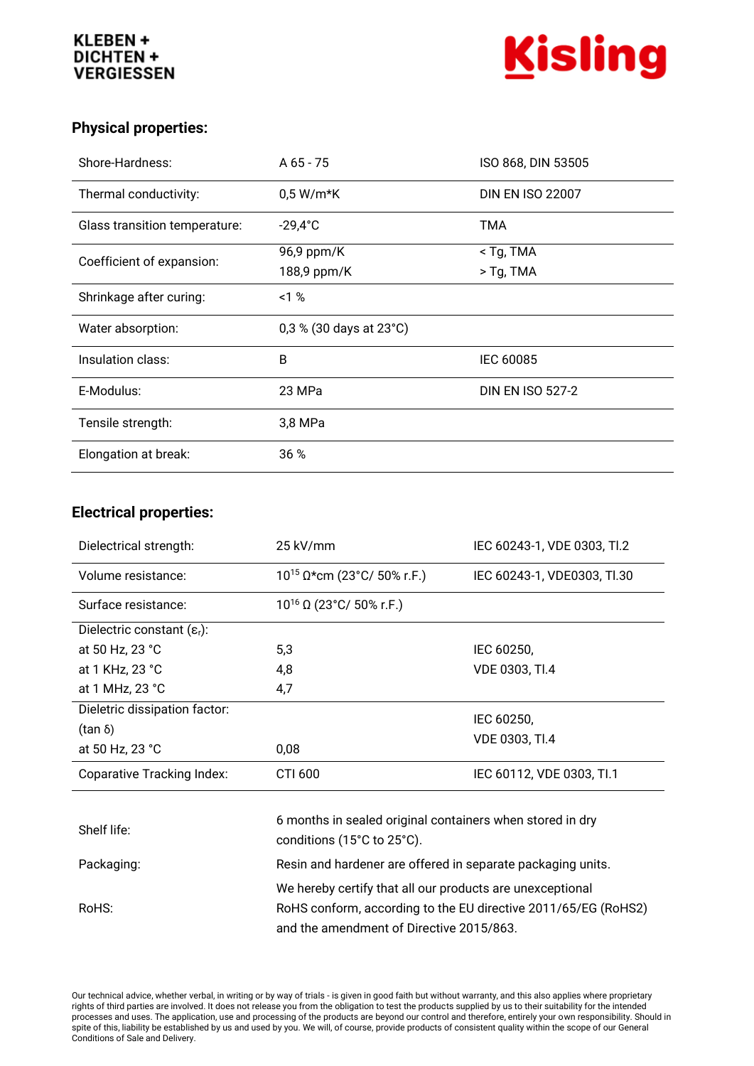KLEBEN +
DICHTEN +
VERGIESSEN

Kisling

## Physical properties:

| | | |
|---|---|---|
| Shore-Hardness: | A 65 - 75 | ISO 868, DIN 53505 |
| Thermal conductivity: | 0,5 W/m*K | DIN EN ISO 22007 |
| Glass transition temperature: | -29,4°C | TMA |
| Coefficient of expansion: | 96,9 ppm/K<br>188,9 ppm/K | < Tg, TMA<br>> Tg, TMA |
| Shrinkage after curing: | <1 % | |
| Water absorption: | 0,3 % (30 days at 23°C) | |
| Insulation class: | B | IEC 60085 |
| E-Modulus: | 23 MPa | DIN EN ISO 527-2 |
| Tensile strength: | 3,8 MPa | |
| Elongation at break: | 36 % | |

## Electrical properties:

| | | |
|---|---|---|
| Dielectrical strength: | 25 kV/mm | IEC 60243-1, VDE 0303, Tl.2 |
| Volume resistance: | $10^{15}$ Ω*cm (23°C/ 50% r.F.) | IEC 60243-1, VDE0303, Tl.30 |
| Surface resistance: | $10^{16}$ Ω (23°C/ 50% r.F.) | |
| Dielectric constant ($\varepsilon_r$):<br>at 50 Hz, 23 °C<br>at 1 KHz, 23 °C<br>at 1 MHz, 23 °C | <br>5,3<br>4,8<br>4,7 | <br>IEC 60250,<br>VDE 0303, Tl.4 |
| Dieletric dissipation factor:<br>(tan δ)<br>at 50 Hz, 23 °C | <br><br>0,08 | IEC 60250,<br>VDE 0303, Tl.4 |
| Coparative Tracking Index: | CTI 600 | IEC 60112, VDE 0303, Tl.1 |

| | |
|---|---|
| Shelf life: | 6 months in sealed original containers when stored in dry conditions (15°C to 25°C). |
| Packaging: | Resin and hardener are offered in separate packaging units. |
| RoHS: | We hereby certify that all our products are unexceptional RoHS conform, according to the EU directive 2011/65/EG (RoHS2) and the amendment of Directive 2015/863. |

Our technical advice, whether verbal, in writing or by way of trials - is given in good faith but without warranty, and this also applies where proprietary rights of third parties are involved. It does not release you from the obligation to test the products supplied by us to their suitability for the intended processes and uses. The application, use and processing of the products are beyond our control and therefore, entirely your own responsibility. Should in spite of this, liability be established by us and used by you. We will, of course, provide products of consistent quality within the scope of our General Conditions of Sale and Delivery.